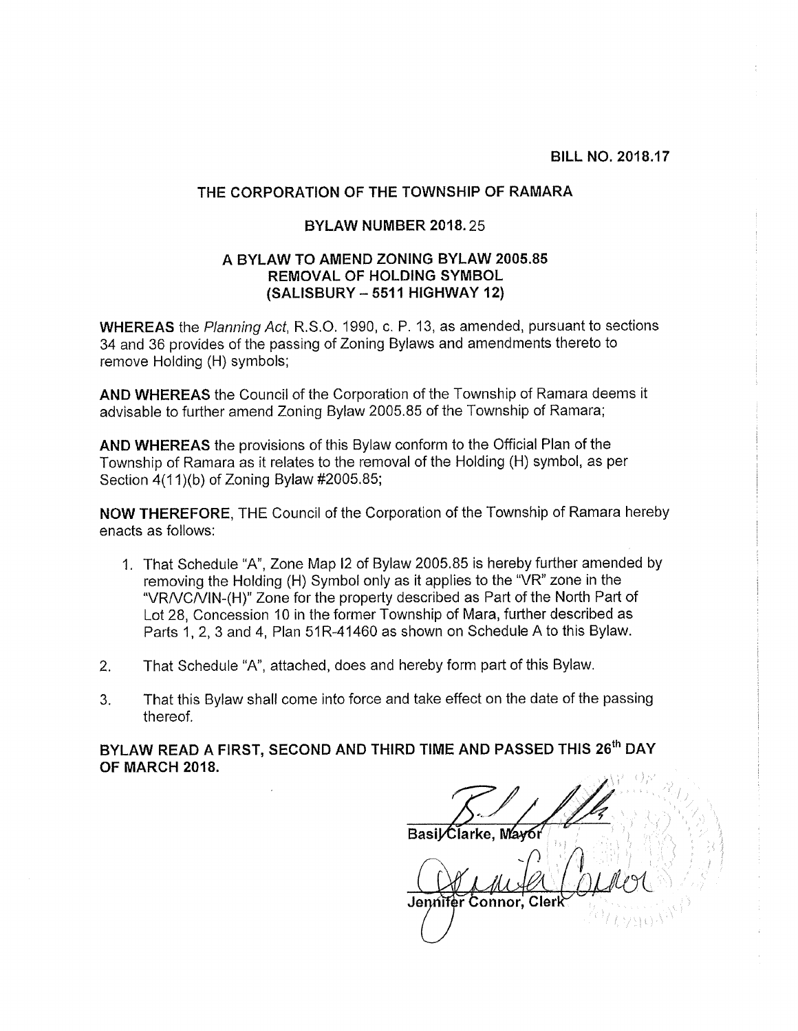**BILL NO. 2018.17**

**THE CORPORATION OF THE TOWNSHIP OF RAMARA**

**BYLAW NUMBER 2018.25**

**A BYLAW TO AMEND ZONING BYLAW 2005.85 REMOVAL OF HOLDING SYMBOL (SALISBURY – 5511 HIGHWAY 12)**

**WHEREAS** the *Planning Act*, R.S.O. 1990, c. P. 13, as amended, pursuant to sections 34 and 36 provides of the passing of Zoning Bylaws and amendments thereto to remove Holding (H) symbols;

**AND WHEREAS** the Council of the Corporation of the Township of Ramara deems it advisable to further amend Zoning Bylaw 2005.85 of the Township of Ramara;

**AND WHEREAS** the provisions of this Bylaw conform to the Official Plan of the Township of Ramara as it relates to the removal of the Holding (H) symbol, as per Section 4(11)(b) of Zoning Bylaw #2005.85;

**NOW THEREFORE**, THE Council of the Corporation of the Township of Ramara hereby enacts as follows:

1. That Schedule "A", Zone Map I2 of Bylaw 2005.85 is hereby further amended by removing the Holding (H) Symbol only as it applies to the "VR" zone in the "VR/VC/VIN-(H)" Zone for the property described as Part of the North Part of Lot 28, Concession 10 in the former Township of Mara, further described as Parts 1, 2, 3 and 4, Plan 51R-41460 as shown on Schedule A to this Bylaw.
2. That Schedule "A", attached, does and hereby form part of this Bylaw.
3. That this Bylaw shall come into force and take effect on the date of the passing thereof.

**BYLAW READ A FIRST, SECOND AND THIRD TIME AND PASSED THIS 26th DAY OF MARCH 2018.**

Basil Clarke, Mayor

Jennifer Connor, Clerk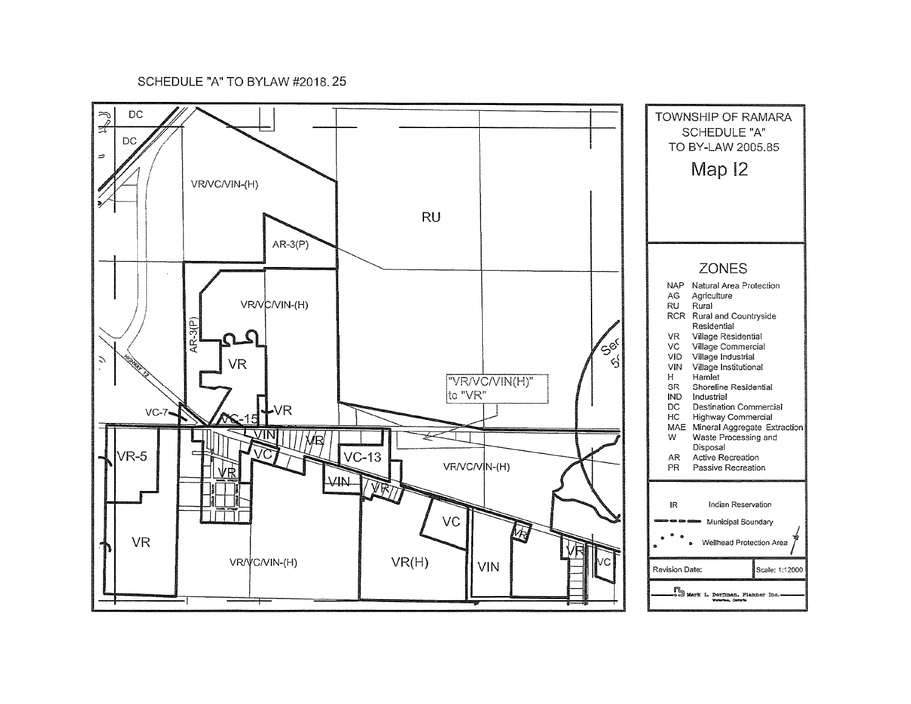SCHEDULE "A" TO BYLAW #2018. 25

DC

DC

VR/VC/VIN-(H)

RU

AR-3(P)

VR/VC/VIN-(H)

AR-3(P)

VR

HIGHWAY 12

"VR/VC/VIN(H)" to "VR"

VC-7

VC-15

VR

VIN

VR

VR-5

VC

VC-13

VR/VC/VIN-(H)

VR

VIN

VR

VC

VR

VR

VR/VC/VIN-(H)

VR(H)

VIN

VR

VC

TOWNSHIP OF RAMARA
SCHEDULE "A"
TO BY-LAW 2005.85

# Map I2

## ZONES

| | |
|---|---|
| NAP | Natural Area Protection |
| AG | Agriculture |
| RU | Rural |
| RCR | Rural and Countryside Residential |
| VR | Village Residential |
| VC | Village Commercial |
| VID | Village Industrial |
| VIN | Village Institutional |
| H | Hamlet |
| SR | Shoreline Residential |
| IND | Industrial |
| DC | Destination Commercial |
| HC | Highway Commercial |
| MAE | Mineral Aggregate Extraction |
| W | Waste Processing and Disposal |
| AR | Active Recreation |
| PR | Passive Recreation |

IR Indian Reservation

Municipal Boundary

Wellhead Protection Area

Revision Date:

Scale: 1:12000

Mark L. Dorfman, Planner Inc.
Waterloo, Ontario